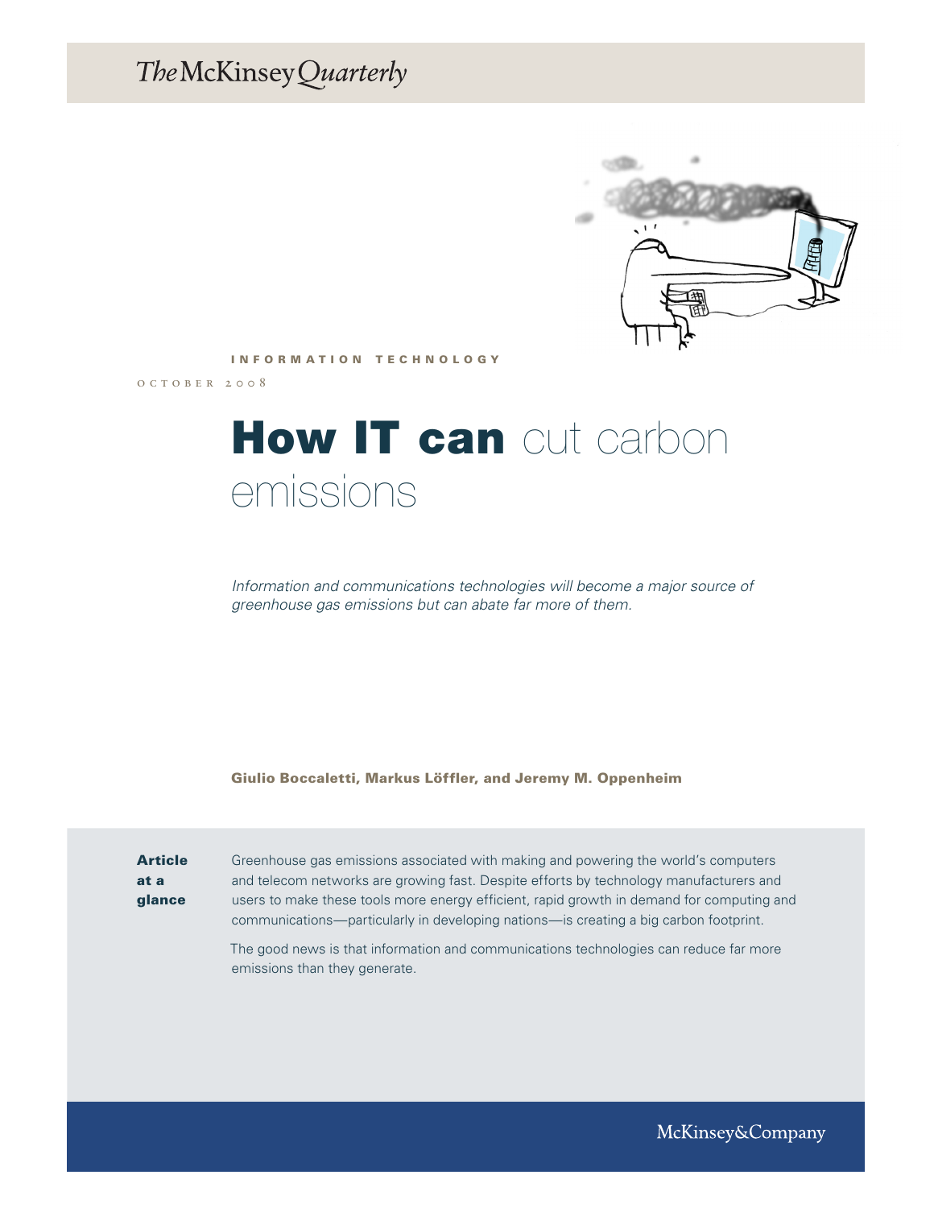The McKinsey Quarterly

INFORMATION TECHNOLOGY

OCTOBER 2008

# How IT can cut carbon emissions

*Information and communications technologies will become a major source of greenhouse gas emissions but can abate far more of them.*

**Giulio Boccaletti, Markus Löffler, and Jeremy M. Oppenheim**

**Article at a glance**

Greenhouse gas emissions associated with making and powering the world's computers and telecom networks are growing fast. Despite efforts by technology manufacturers and users to make these tools more energy efficient, rapid growth in demand for computing and communications—particularly in developing nations—is creating a big carbon footprint.

The good news is that information and communications technologies can reduce far more emissions than they generate.

McKinsey&Company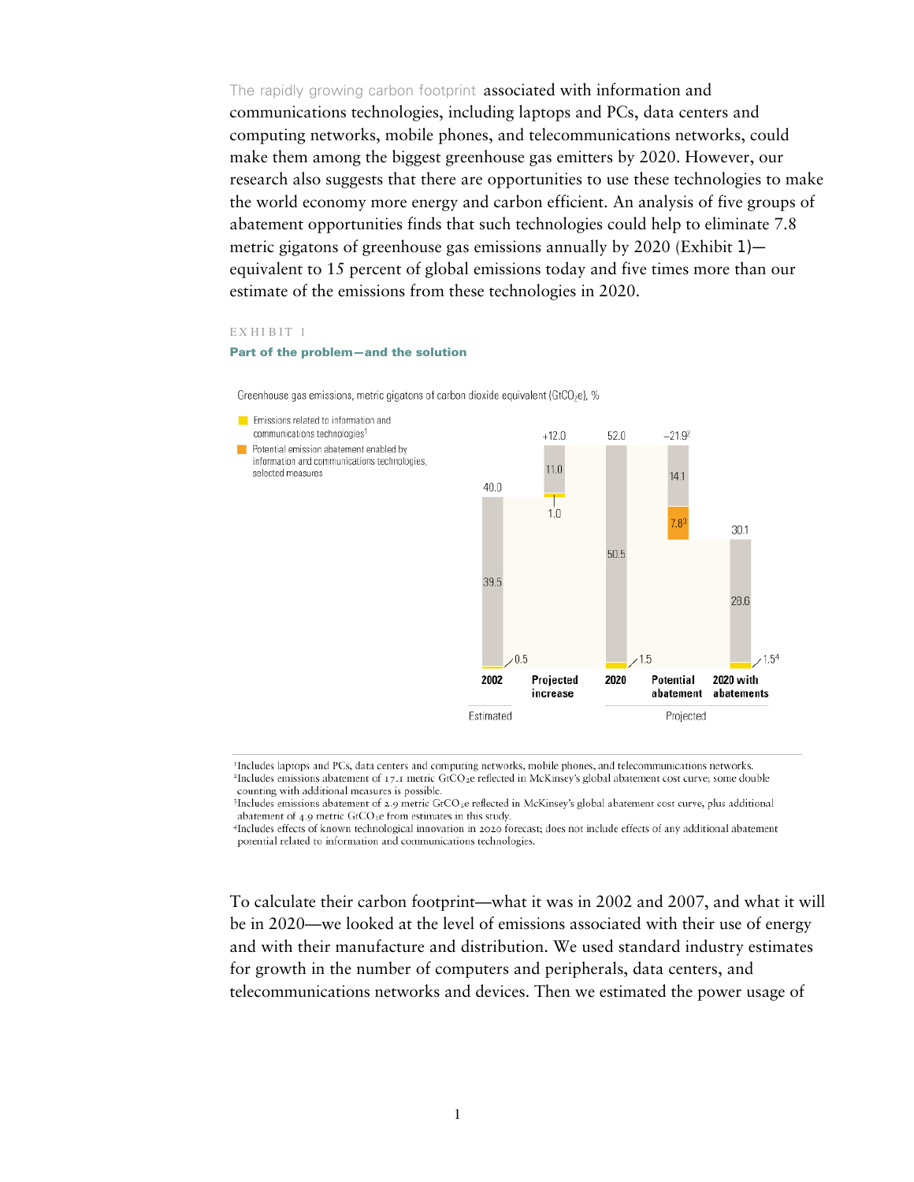The rapidly growing carbon footprint associated with information and communications technologies, including laptops and PCs, data centers and computing networks, mobile phones, and telecommunications networks, could make them among the biggest greenhouse gas emitters by 2020. However, our research also suggests that there are opportunities to use these technologies to make the world economy more energy and carbon efficient. An analysis of five groups of abatement opportunities finds that such technologies could help to eliminate 7.8 metric gigatons of greenhouse gas emissions annually by 2020 (Exhibit 1)—equivalent to 15 percent of global emissions today and five times more than our estimate of the emissions from these technologies in 2020.

EXHIBIT 1

**Part of the problem—and the solution**

Greenhouse gas emissions, metric gigatons of carbon dioxide equivalent ($GtCO_2e$), %

Emissions related to information and communications technologies[1]

Potential emission abatement enabled by information and communications technologies, selected measures

40.0

39.5

0.5

+12.0

11.0

1.0

52.0

50.5

1.5

–21.9[2]

14.1

7.8[3]

30.1

28.6

1.5[4]

2002

Projected increase

2020

Potential abatement

2020 with abatements

Estimated

Projected

[1]Includes laptops and PCs, data centers and computing networks, mobile phones, and telecommunications networks.

[2]Includes emissions abatement of 17.1 metric $GtCO_2e$ reflected in McKinsey's global abatement cost curve; some double counting with additional measures is possible.

[3]Includes emissions abatement of 2.9 metric $GtCO_2e$ reflected in McKinsey's global abatement cost curve, plus additional abatement of 4.9 metric $GtCO_2e$ from estimates in this study.

[4]Includes effects of known technological innovation in 2020 forecast; does not include effects of any additional abatement potential related to information and communications technologies.

To calculate their carbon footprint—what it was in 2002 and 2007, and what it will be in 2020—we looked at the level of emissions associated with their use of energy and with their manufacture and distribution. We used standard industry estimates for growth in the number of computers and peripherals, data centers, and telecommunications networks and devices. Then we estimated the power usage of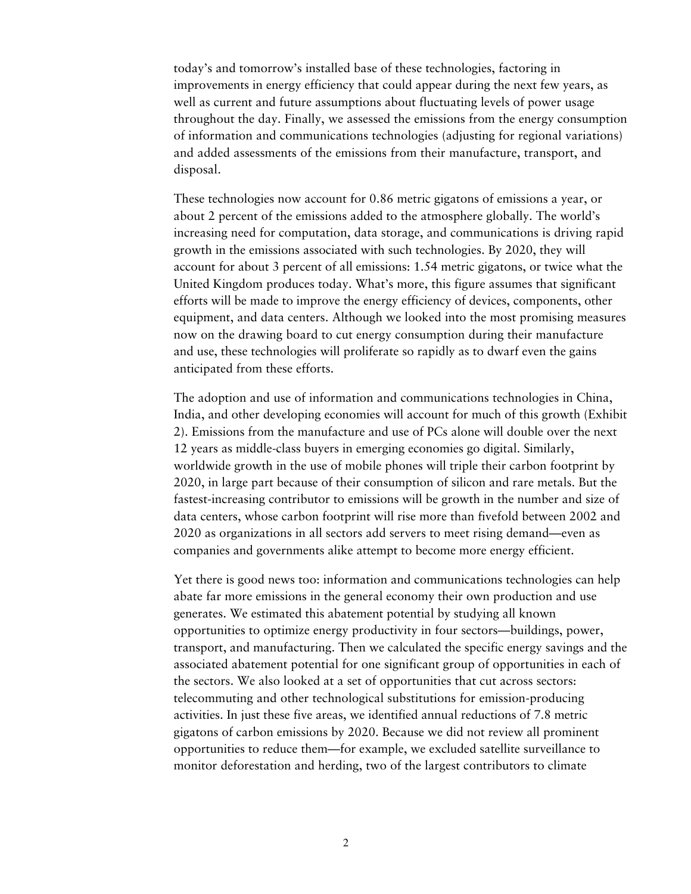today's and tomorrow's installed base of these technologies, factoring in improvements in energy efficiency that could appear during the next few years, as well as current and future assumptions about fluctuating levels of power usage throughout the day. Finally, we assessed the emissions from the energy consumption of information and communications technologies (adjusting for regional variations) and added assessments of the emissions from their manufacture, transport, and disposal.

These technologies now account for 0.86 metric gigatons of emissions a year, or about 2 percent of the emissions added to the atmosphere globally. The world's increasing need for computation, data storage, and communications is driving rapid growth in the emissions associated with such technologies. By 2020, they will account for about 3 percent of all emissions: 1.54 metric gigatons, or twice what the United Kingdom produces today. What's more, this figure assumes that significant efforts will be made to improve the energy efficiency of devices, components, other equipment, and data centers. Although we looked into the most promising measures now on the drawing board to cut energy consumption during their manufacture and use, these technologies will proliferate so rapidly as to dwarf even the gains anticipated from these efforts.

The adoption and use of information and communications technologies in China, India, and other developing economies will account for much of this growth (Exhibit 2). Emissions from the manufacture and use of PCs alone will double over the next 12 years as middle-class buyers in emerging economies go digital. Similarly, worldwide growth in the use of mobile phones will triple their carbon footprint by 2020, in large part because of their consumption of silicon and rare metals. But the fastest-increasing contributor to emissions will be growth in the number and size of data centers, whose carbon footprint will rise more than fivefold between 2002 and 2020 as organizations in all sectors add servers to meet rising demand—even as companies and governments alike attempt to become more energy efficient.

Yet there is good news too: information and communications technologies can help abate far more emissions in the general economy their own production and use generates. We estimated this abatement potential by studying all known opportunities to optimize energy productivity in four sectors—buildings, power, transport, and manufacturing. Then we calculated the specific energy savings and the associated abatement potential for one significant group of opportunities in each of the sectors. We also looked at a set of opportunities that cut across sectors: telecommuting and other technological substitutions for emission-producing activities. In just these five areas, we identified annual reductions of 7.8 metric gigatons of carbon emissions by 2020. Because we did not review all prominent opportunities to reduce them—for example, we excluded satellite surveillance to monitor deforestation and herding, two of the largest contributors to climate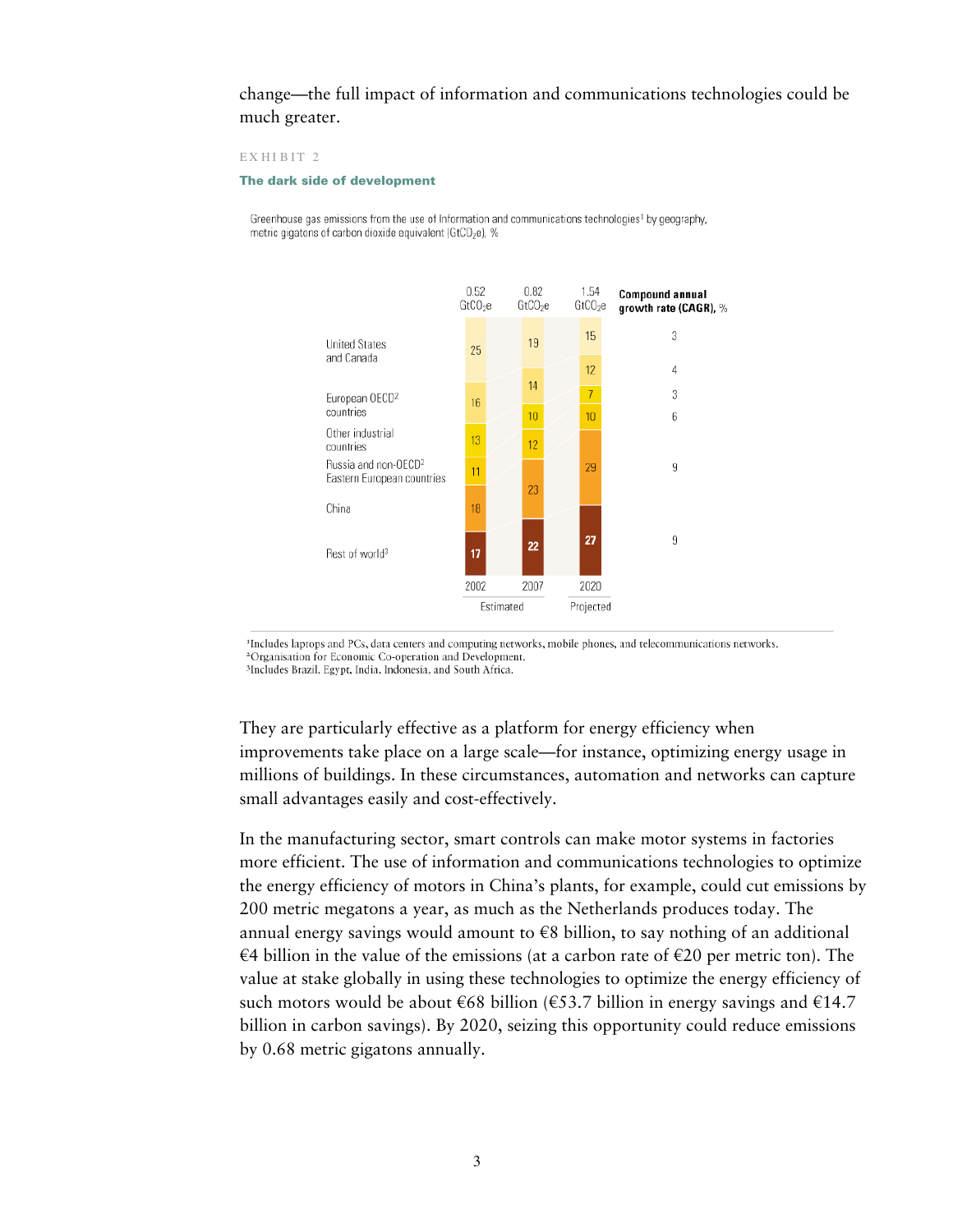change—the full impact of information and communications technologies could be much greater.

EXHIBIT 2

**The dark side of development**

Greenhouse gas emissions from the use of Information and communications technologies[1] by geography, metric gigatons of carbon dioxide equivalent ($GtCO_2e$), %

0.52 $GtCO_2e$
0.82 $GtCO_2e$
1.54 $GtCO_2e$

**Compound annual growth rate (CAGR), %**

United States and Canada
25
19
15
3

European OECD[2] countries
16
14
12
4

Other industrial countries
13
10
7
3

Russia and non-OECD[2] Eastern European countries
11
12
10
6

China
18
23
29
9

Rest of world[3]
17
22
27
9

2002
2007
2020

Estimated
Projected

[1]Includes laptops and PCs, data centers and computing networks, mobile phones, and telecommunications networks.
[2]Organisation for Economic Co-operation and Development.
[3]Includes Brazil, Egypt, India, Indonesia, and South Africa.

They are particularly effective as a platform for energy efficiency when improvements take place on a large scale—for instance, optimizing energy usage in millions of buildings. In these circumstances, automation and networks can capture small advantages easily and cost-effectively.

In the manufacturing sector, smart controls can make motor systems in factories more efficient. The use of information and communications technologies to optimize the energy efficiency of motors in China's plants, for example, could cut emissions by 200 metric megatons a year, as much as the Netherlands produces today. The annual energy savings would amount to €8 billion, to say nothing of an additional €4 billion in the value of the emissions (at a carbon rate of €20 per metric ton). The value at stake globally in using these technologies to optimize the energy efficiency of such motors would be about €68 billion (€53.7 billion in energy savings and €14.7 billion in carbon savings). By 2020, seizing this opportunity could reduce emissions by 0.68 metric gigatons annually.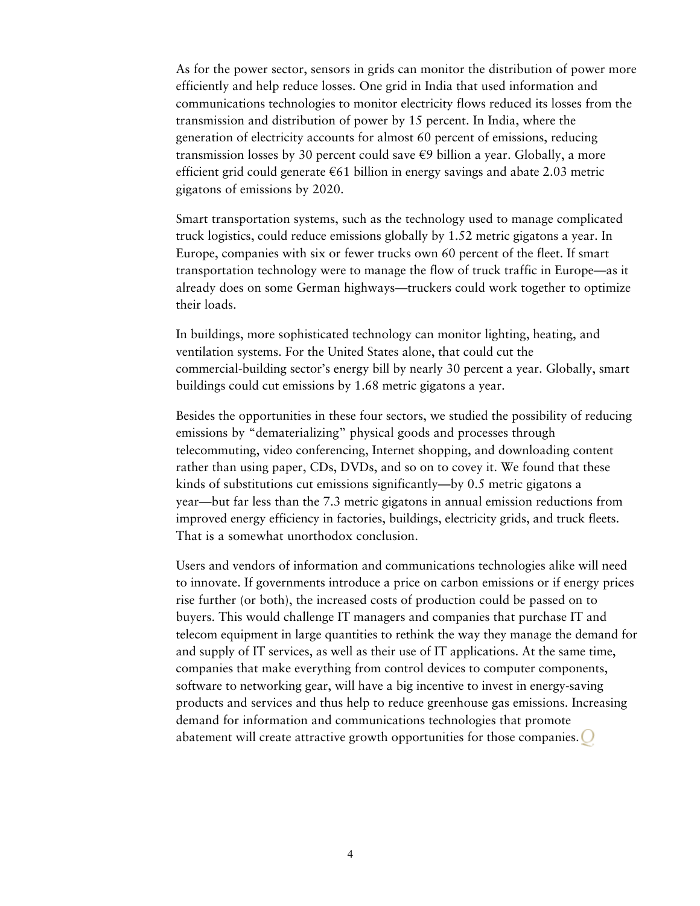As for the power sector, sensors in grids can monitor the distribution of power more efficiently and help reduce losses. One grid in India that used information and communications technologies to monitor electricity flows reduced its losses from the transmission and distribution of power by 15 percent. In India, where the generation of electricity accounts for almost 60 percent of emissions, reducing transmission losses by 30 percent could save €9 billion a year. Globally, a more efficient grid could generate €61 billion in energy savings and abate 2.03 metric gigatons of emissions by 2020.

Smart transportation systems, such as the technology used to manage complicated truck logistics, could reduce emissions globally by 1.52 metric gigatons a year. In Europe, companies with six or fewer trucks own 60 percent of the fleet. If smart transportation technology were to manage the flow of truck traffic in Europe—as it already does on some German highways—truckers could work together to optimize their loads.

In buildings, more sophisticated technology can monitor lighting, heating, and ventilation systems. For the United States alone, that could cut the commercial-building sector's energy bill by nearly 30 percent a year. Globally, smart buildings could cut emissions by 1.68 metric gigatons a year.

Besides the opportunities in these four sectors, we studied the possibility of reducing emissions by "dematerializing" physical goods and processes through telecommuting, video conferencing, Internet shopping, and downloading content rather than using paper, CDs, DVDs, and so on to covey it. We found that these kinds of substitutions cut emissions significantly—by 0.5 metric gigatons a year—but far less than the 7.3 metric gigatons in annual emission reductions from improved energy efficiency in factories, buildings, electricity grids, and truck fleets. That is a somewhat unorthodox conclusion.

Users and vendors of information and communications technologies alike will need to innovate. If governments introduce a price on carbon emissions or if energy prices rise further (or both), the increased costs of production could be passed on to buyers. This would challenge IT managers and companies that purchase IT and telecom equipment in large quantities to rethink the way they manage the demand for and supply of IT services, as well as their use of IT applications. At the same time, companies that make everything from control devices to computer components, software to networking gear, will have a big incentive to invest in energy-saving products and services and thus help to reduce greenhouse gas emissions. Increasing demand for information and communications technologies that promote abatement will create attractive growth opportunities for those companies.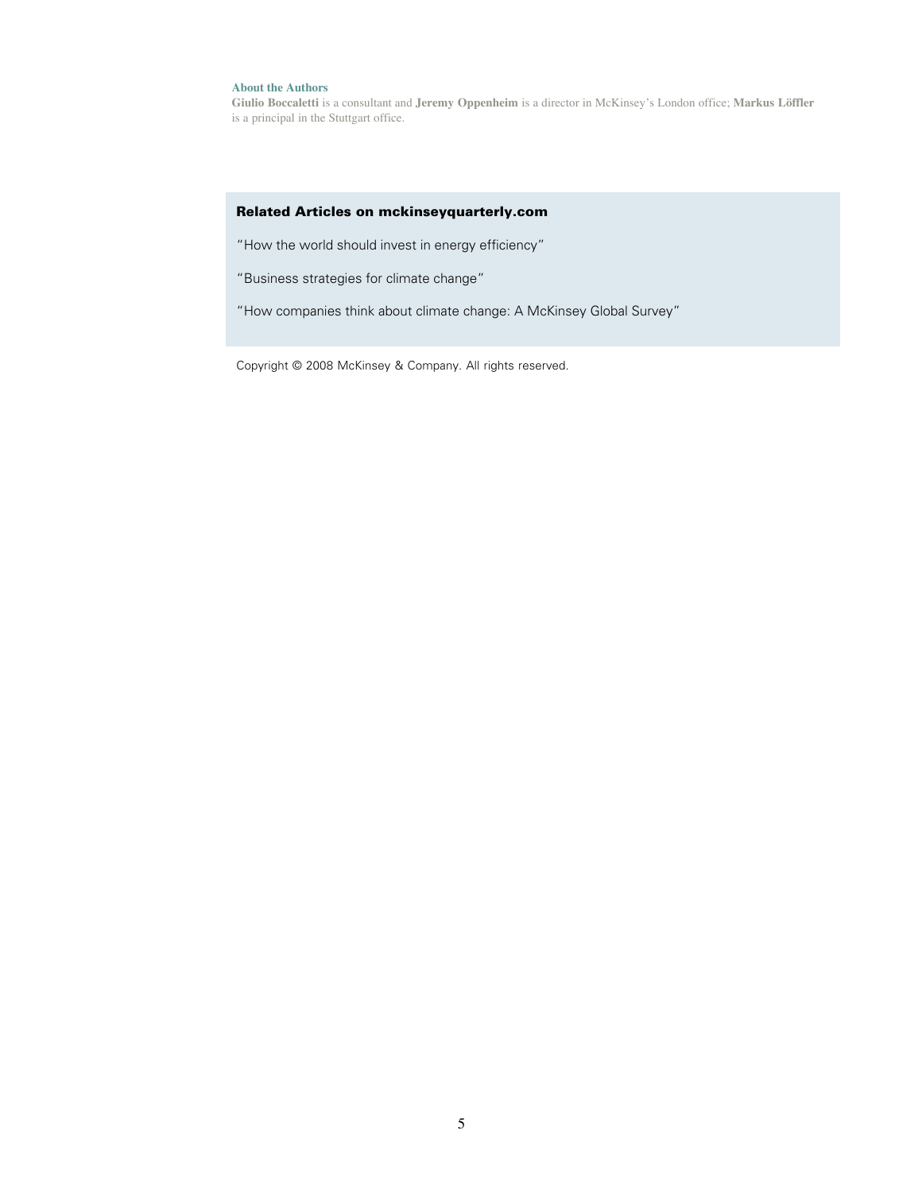**About the Authors**

**Giulio Boccaletti** is a consultant and **Jeremy Oppenheim** is a director in McKinsey's London office; **Markus Löffler** is a principal in the Stuttgart office.

**Related Articles on mckinseyquarterly.com**

"How the world should invest in energy efficiency"

"Business strategies for climate change"

"How companies think about climate change: A McKinsey Global Survey"

Copyright © 2008 McKinsey & Company. All rights reserved.